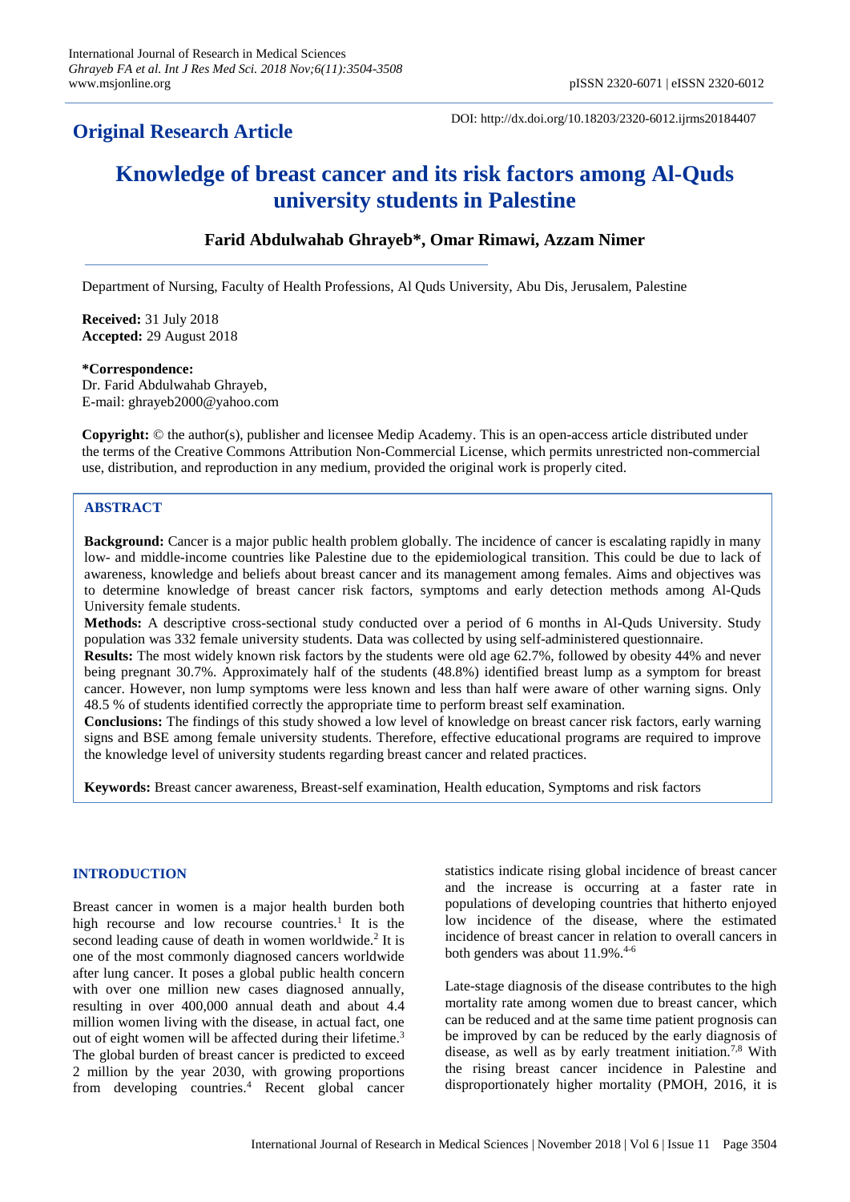**Original Research Article**

DOI: http://dx.doi.org/10.18203/2320-6012.ijrms20184407

# Knowledge of breast cancer and its risk factors among Al-Quds university students in Palestine

**Farid Abdulwahab Ghrayeb\*, Omar Rimawi, Azzam Nimer**

Department of Nursing, Faculty of Health Professions, Al Quds University, Abu Dis, Jerusalem, Palestine

**Received:** 31 July 2018
**Accepted:** 29 August 2018

**\*Correspondence:**
Dr. Farid Abdulwahab Ghrayeb,
E-mail: ghrayeb2000@yahoo.com

**Copyright:** © the author(s), publisher and licensee Medip Academy. This is an open-access article distributed under the terms of the Creative Commons Attribution Non-Commercial License, which permits unrestricted non-commercial use, distribution, and reproduction in any medium, provided the original work is properly cited.

## ABSTRACT

**Background:** Cancer is a major public health problem globally. The incidence of cancer is escalating rapidly in many low- and middle-income countries like Palestine due to the epidemiological transition. This could be due to lack of awareness, knowledge and beliefs about breast cancer and its management among females. Aims and objectives was to determine knowledge of breast cancer risk factors, symptoms and early detection methods among Al-Quds University female students.

**Methods:** A descriptive cross-sectional study conducted over a period of 6 months in Al-Quds University. Study population was 332 female university students. Data was collected by using self-administered questionnaire.

**Results:** The most widely known risk factors by the students were old age 62.7%, followed by obesity 44% and never being pregnant 30.7%. Approximately half of the students (48.8%) identified breast lump as a symptom for breast cancer. However, non lump symptoms were less known and less than half were aware of other warning signs. Only 48.5 % of students identified correctly the appropriate time to perform breast self examination.

**Conclusions:** The findings of this study showed a low level of knowledge on breast cancer risk factors, early warning signs and BSE among female university students. Therefore, effective educational programs are required to improve the knowledge level of university students regarding breast cancer and related practices.

**Keywords:** Breast cancer awareness, Breast-self examination, Health education, Symptoms and risk factors

## INTRODUCTION

Breast cancer in women is a major health burden both high recourse and low recourse countries.[1] It is the second leading cause of death in women worldwide.[2] It is one of the most commonly diagnosed cancers worldwide after lung cancer. It poses a global public health concern with over one million new cases diagnosed annually, resulting in over 400,000 annual death and about 4.4 million women living with the disease, in actual fact, one out of eight women will be affected during their lifetime.[3] The global burden of breast cancer is predicted to exceed 2 million by the year 2030, with growing proportions from developing countries.[4] Recent global cancer statistics indicate rising global incidence of breast cancer and the increase is occurring at a faster rate in populations of developing countries that hitherto enjoyed low incidence of the disease, where the estimated incidence of breast cancer in relation to overall cancers in both genders was about 11.9%.[4-6]

Late-stage diagnosis of the disease contributes to the high mortality rate among women due to breast cancer, which can be reduced and at the same time patient prognosis can be improved by can be reduced by the early diagnosis of disease, as well as by early treatment initiation.[7,8] With the rising breast cancer incidence in Palestine and disproportionately higher mortality (PMOH, 2016, it is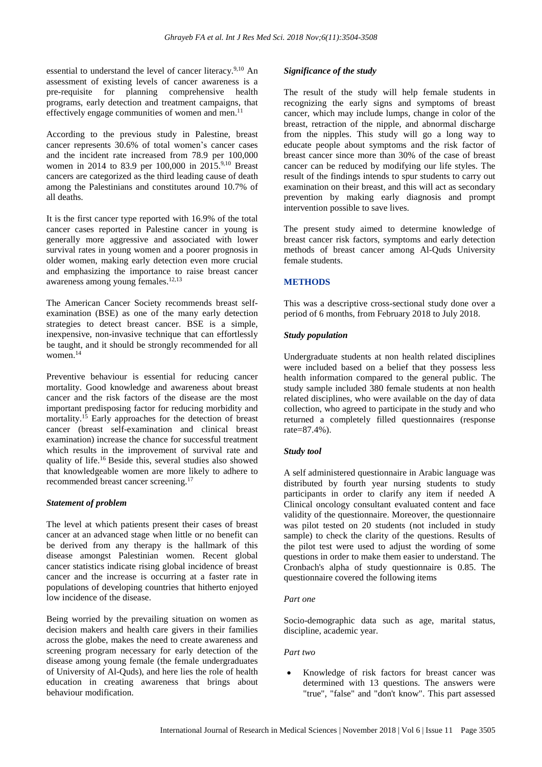essential to understand the level of cancer literacy.[9,10] An assessment of existing levels of cancer awareness is a pre-requisite for planning comprehensive health programs, early detection and treatment campaigns, that effectively engage communities of women and men.[11]

According to the previous study in Palestine, breast cancer represents 30.6% of total women's cancer cases and the incident rate increased from 78.9 per 100,000 women in 2014 to 83.9 per 100,000 in 2015.[9,10] Breast cancers are categorized as the third leading cause of death among the Palestinians and constitutes around 10.7% of all deaths.

It is the first cancer type reported with 16.9% of the total cancer cases reported in Palestine cancer in young is generally more aggressive and associated with lower survival rates in young women and a poorer prognosis in older women, making early detection even more crucial and emphasizing the importance to raise breast cancer awareness among young females.[12,13]

The American Cancer Society recommends breast self-examination (BSE) as one of the many early detection strategies to detect breast cancer. BSE is a simple, inexpensive, non-invasive technique that can effortlessly be taught, and it should be strongly recommended for all women.[14]

Preventive behaviour is essential for reducing cancer mortality. Good knowledge and awareness about breast cancer and the risk factors of the disease are the most important predisposing factor for reducing morbidity and mortality.[15] Early approaches for the detection of breast cancer (breast self-examination and clinical breast examination) increase the chance for successful treatment which results in the improvement of survival rate and quality of life.[16] Beside this, several studies also showed that knowledgeable women are more likely to adhere to recommended breast cancer screening.[17]

### *Statement of problem*

The level at which patients present their cases of breast cancer at an advanced stage when little or no benefit can be derived from any therapy is the hallmark of this disease amongst Palestinian women. Recent global cancer statistics indicate rising global incidence of breast cancer and the increase is occurring at a faster rate in populations of developing countries that hitherto enjoyed low incidence of the disease.

Being worried by the prevailing situation on women as decision makers and health care givers in their families across the globe, makes the need to create awareness and screening program necessary for early detection of the disease among young female (the female undergraduates of University of Al-Quds), and here lies the role of health education in creating awareness that brings about behaviour modification.

### *Significance of the study*

The result of the study will help female students in recognizing the early signs and symptoms of breast cancer, which may include lumps, change in color of the breast, retraction of the nipple, and abnormal discharge from the nipples. This study will go a long way to educate people about symptoms and the risk factor of breast cancer since more than 30% of the case of breast cancer can be reduced by modifying our life styles. The result of the findings intends to spur students to carry out examination on their breast, and this will act as secondary prevention by making early diagnosis and prompt intervention possible to save lives.

The present study aimed to determine knowledge of breast cancer risk factors, symptoms and early detection methods of breast cancer among Al-Quds University female students.

## METHODS

This was a descriptive cross-sectional study done over a period of 6 months, from February 2018 to July 2018.

### *Study population*

Undergraduate students at non health related disciplines were included based on a belief that they possess less health information compared to the general public. The study sample included 380 female students at non health related disciplines, who were available on the day of data collection, who agreed to participate in the study and who returned a completely filled questionnaires (response rate=87.4%).

### *Study tool*

A self administered questionnaire in Arabic language was distributed by fourth year nursing students to study participants in order to clarify any item if needed A Clinical oncology consultant evaluated content and face validity of the questionnaire. Moreover, the questionnaire was pilot tested on 20 students (not included in study sample) to check the clarity of the questions. Results of the pilot test were used to adjust the wording of some questions in order to make them easier to understand. The Cronbach's alpha of study questionnaire is 0.85. The questionnaire covered the following items

#### *Part one*

Socio-demographic data such as age, marital status, discipline, academic year.

#### *Part two*

- Knowledge of risk factors for breast cancer was determined with 13 questions. The answers were "true", "false" and "don't know". This part assessed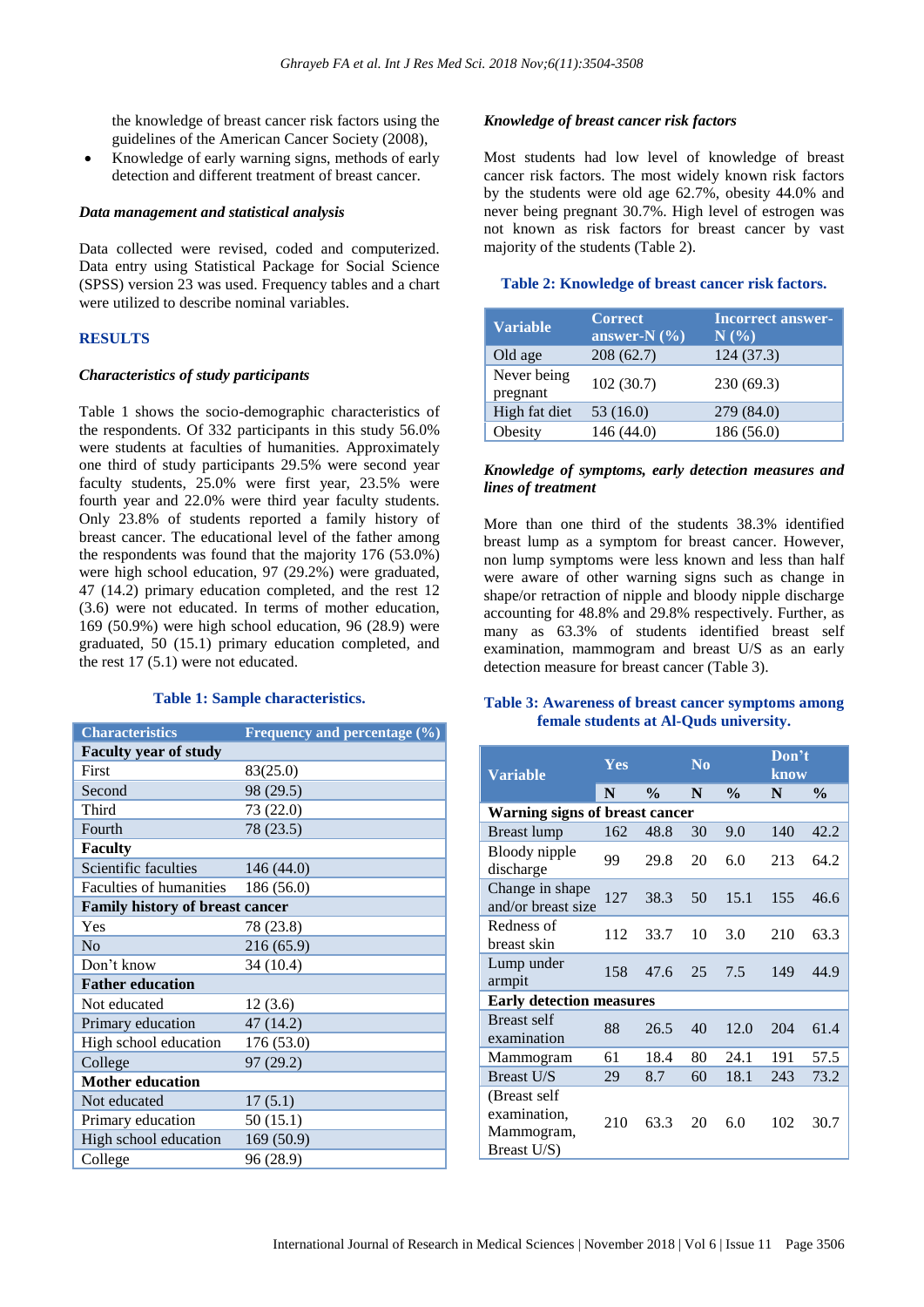the knowledge of breast cancer risk factors using the guidelines of the American Cancer Society (2008),

- Knowledge of early warning signs, methods of early detection and different treatment of breast cancer.

### *Data management and statistical analysis*

Data collected were revised, coded and computerized. Data entry using Statistical Package for Social Science (SPSS) version 23 was used. Frequency tables and a chart were utilized to describe nominal variables.

## RESULTS

### *Characteristics of study participants*

Table 1 shows the socio-demographic characteristics of the respondents. Of 332 participants in this study 56.0% were students at faculties of humanities. Approximately one third of study participants 29.5% were second year faculty students, 25.0% were first year, 23.5% were fourth year and 22.0% were third year faculty students. Only 23.8% of students reported a family history of breast cancer. The educational level of the father among the respondents was found that the majority 176 (53.0%) were high school education, 97 (29.2%) were graduated, 47 (14.2) primary education completed, and the rest 12 (3.6) were not educated. In terms of mother education, 169 (50.9%) were high school education, 96 (28.9) were graduated, 50 (15.1) primary education completed, and the rest 17 (5.1) were not educated.

**Table 1: Sample characteristics.**

| Characteristics | Frequency and percentage (%) |
|---|---|
| **Faculty year of study** | |
| First | 83(25.0) |
| Second | 98 (29.5) |
| Third | 73 (22.0) |
| Fourth | 78 (23.5) |
| **Faculty** | |
| Scientific faculties | 146 (44.0) |
| Faculties of humanities | 186 (56.0) |
| **Family history of breast cancer** | |
| Yes | 78 (23.8) |
| No | 216 (65.9) |
| Don't know | 34 (10.4) |
| **Father education** | |
| Not educated | 12 (3.6) |
| Primary education | 47 (14.2) |
| High school education | 176 (53.0) |
| College | 97 (29.2) |
| **Mother education** | |
| Not educated | 17 (5.1) |
| Primary education | 50 (15.1) |
| High school education | 169 (50.9) |
| College | 96 (28.9) |

### *Knowledge of breast cancer risk factors*

Most students had low level of knowledge of breast cancer risk factors. The most widely known risk factors by the students were old age 62.7%, obesity 44.0% and never being pregnant 30.7%. High level of estrogen was not known as risk factors for breast cancer by vast majority of the students (Table 2).

**Table 2: Knowledge of breast cancer risk factors.**

| Variable | Correct answer-N (%) | Incorrect answer-N (%) |
|---|---|---|
| Old age | 208 (62.7) | 124 (37.3) |
| Never being pregnant | 102 (30.7) | 230 (69.3) |
| High fat diet | 53 (16.0) | 279 (84.0) |
| Obesity | 146 (44.0) | 186 (56.0) |

### *Knowledge of symptoms, early detection measures and lines of treatment*

More than one third of the students 38.3% identified breast lump as a symptom for breast cancer. However, non lump symptoms were less known and less than half were aware of other warning signs such as change in shape/or retraction of nipple and bloody nipple discharge accounting for 48.8% and 29.8% respectively. Further, as many as 63.3% of students identified breast self examination, mammogram and breast U/S as an early detection measure for breast cancer (Table 3).

**Table 3: Awareness of breast cancer symptoms among female students at Al-Quds university.**

| Variable | Yes | | No | | Don't know | |
|---|---|---|---|---|---|---|
| | N | % | N | % | N | % |
| **Warning signs of breast cancer** | | | | | | |
| Breast lump | 162 | 48.8 | 30 | 9.0 | 140 | 42.2 |
| Bloody nipple discharge | 99 | 29.8 | 20 | 6.0 | 213 | 64.2 |
| Change in shape and/or breast size | 127 | 38.3 | 50 | 15.1 | 155 | 46.6 |
| Redness of breast skin | 112 | 33.7 | 10 | 3.0 | 210 | 63.3 |
| Lump under armpit | 158 | 47.6 | 25 | 7.5 | 149 | 44.9 |
| **Early detection measures** | | | | | | |
| Breast self examination | 88 | 26.5 | 40 | 12.0 | 204 | 61.4 |
| Mammogram | 61 | 18.4 | 80 | 24.1 | 191 | 57.5 |
| Breast U/S | 29 | 8.7 | 60 | 18.1 | 243 | 73.2 |
| (Breast self examination, Mammogram, Breast U/S) | 210 | 63.3 | 20 | 6.0 | 102 | 30.7 |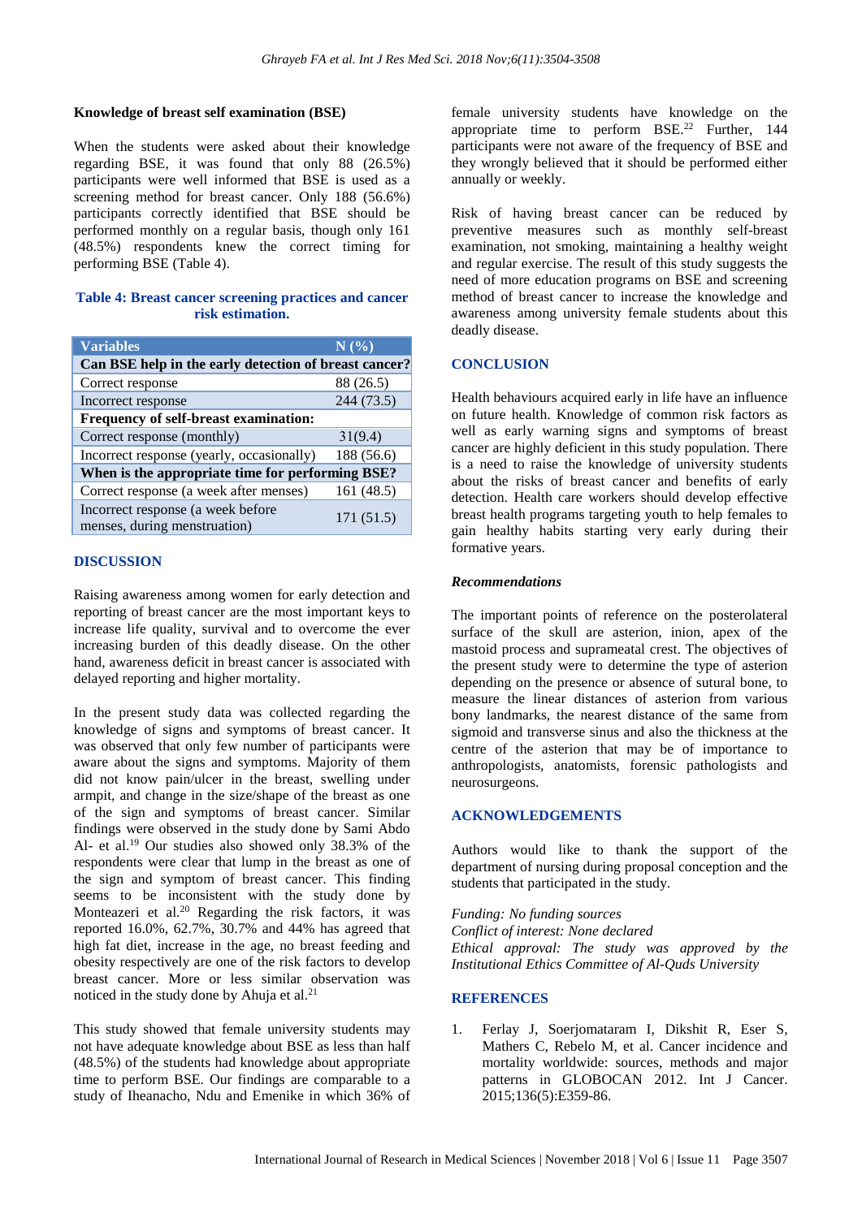### Knowledge of breast self examination (BSE)

When the students were asked about their knowledge regarding BSE, it was found that only 88 (26.5%) participants were well informed that BSE is used as a screening method for breast cancer. Only 188 (56.6%) participants correctly identified that BSE should be performed monthly on a regular basis, though only 161 (48.5%) respondents knew the correct timing for performing BSE (Table 4).

**Table 4: Breast cancer screening practices and cancer risk estimation.**

| Variables | N (%) |
|---|---|
| **Can BSE help in the early detection of breast cancer?** | |
| Correct response | 88 (26.5) |
| Incorrect response | 244 (73.5) |
| **Frequency of self-breast examination:** | |
| Correct response (monthly) | 31(9.4) |
| Incorrect response (yearly, occasionally) | 188 (56.6) |
| **When is the appropriate time for performing BSE?** | |
| Correct response (a week after menses) | 161 (48.5) |
| Incorrect response (a week before menses, during menstruation) | 171 (51.5) |

## DISCUSSION

Raising awareness among women for early detection and reporting of breast cancer are the most important keys to increase life quality, survival and to overcome the ever increasing burden of this deadly disease. On the other hand, awareness deficit in breast cancer is associated with delayed reporting and higher mortality.

In the present study data was collected regarding the knowledge of signs and symptoms of breast cancer. It was observed that only few number of participants were aware about the signs and symptoms. Majority of them did not know pain/ulcer in the breast, swelling under armpit, and change in the size/shape of the breast as one of the sign and symptoms of breast cancer. Similar findings were observed in the study done by Sami Abdo Al- et al.[19] Our studies also showed only 38.3% of the respondents were clear that lump in the breast as one of the sign and symptom of breast cancer. This finding seems to be inconsistent with the study done by Monteazeri et al.[20] Regarding the risk factors, it was reported 16.0%, 62.7%, 30.7% and 44% has agreed that high fat diet, increase in the age, no breast feeding and obesity respectively are one of the risk factors to develop breast cancer. More or less similar observation was noticed in the study done by Ahuja et al.[21]

This study showed that female university students may not have adequate knowledge about BSE as less than half (48.5%) of the students had knowledge about appropriate time to perform BSE. Our findings are comparable to a study of Iheanacho, Ndu and Emenike in which 36% of female university students have knowledge on the appropriate time to perform BSE.[22] Further, 144 participants were not aware of the frequency of BSE and they wrongly believed that it should be performed either annually or weekly.

Risk of having breast cancer can be reduced by preventive measures such as monthly self-breast examination, not smoking, maintaining a healthy weight and regular exercise. The result of this study suggests the need of more education programs on BSE and screening method of breast cancer to increase the knowledge and awareness among university female students about this deadly disease.

## CONCLUSION

Health behaviours acquired early in life have an influence on future health. Knowledge of common risk factors as well as early warning signs and symptoms of breast cancer are highly deficient in this study population. There is a need to raise the knowledge of university students about the risks of breast cancer and benefits of early detection. Health care workers should develop effective breast health programs targeting youth to help females to gain healthy habits starting very early during their formative years.

### *Recommendations*

The important points of reference on the posterolateral surface of the skull are asterion, inion, apex of the mastoid process and suprameatal crest. The objectives of the present study were to determine the type of asterion depending on the presence or absence of sutural bone, to measure the linear distances of asterion from various bony landmarks, the nearest distance of the same from sigmoid and transverse sinus and also the thickness at the centre of the asterion that may be of importance to anthropologists, anatomists, forensic pathologists and neurosurgeons.

## ACKNOWLEDGEMENTS

Authors would like to thank the support of the department of nursing during proposal conception and the students that participated in the study.

*Funding: No funding sources*
*Conflict of interest: None declared*
*Ethical approval: The study was approved by the Institutional Ethics Committee of Al-Quds University*

## REFERENCES

1. Ferlay J, Soerjomataram I, Dikshit R, Eser S, Mathers C, Rebelo M, et al. Cancer incidence and mortality worldwide: sources, methods and major patterns in GLOBOCAN 2012. Int J Cancer. 2015;136(5):E359-86.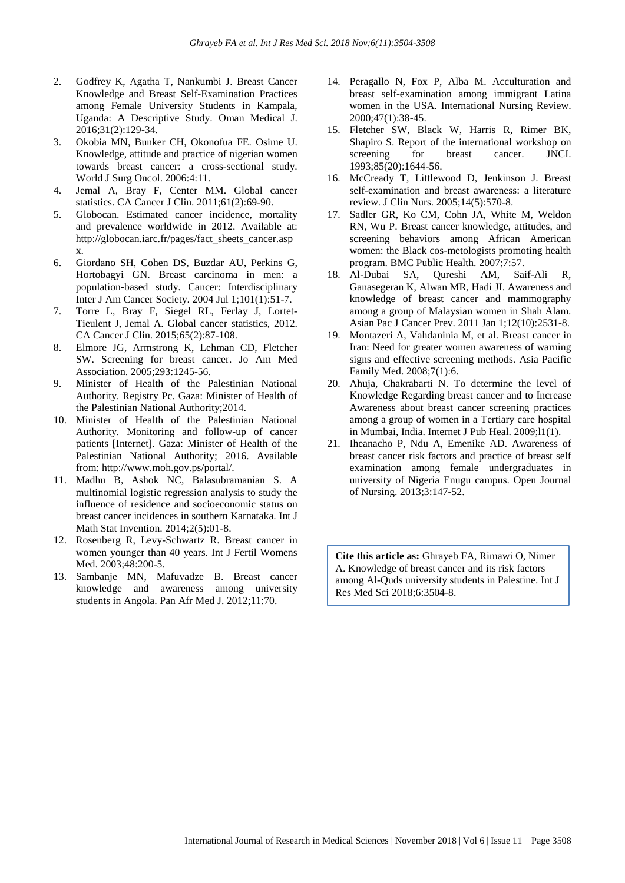2. Godfrey K, Agatha T, Nankumbi J. Breast Cancer Knowledge and Breast Self-Examination Practices among Female University Students in Kampala, Uganda: A Descriptive Study. Oman Medical J. 2016;31(2):129-34.
3. Okobia MN, Bunker CH, Okonofua FE. Osime U. Knowledge, attitude and practice of nigerian women towards breast cancer: a cross-sectional study. World J Surg Oncol. 2006:4:11.
4. Jemal A, Bray F, Center MM. Global cancer statistics. CA Cancer J Clin. 2011;61(2):69-90.
5. Globocan. Estimated cancer incidence, mortality and prevalence worldwide in 2012. Available at: http://globocan.iarc.fr/pages/fact_sheets_cancer.aspx.
6. Giordano SH, Cohen DS, Buzdar AU, Perkins G, Hortobagyi GN. Breast carcinoma in men: a population‐based study. Cancer: Interdisciplinary Inter J Am Cancer Society. 2004 Jul 1;101(1):51-7.
7. Torre L, Bray F, Siegel RL, Ferlay J, Lortet-Tieulent J, Jemal A. Global cancer statistics, 2012. CA Cancer J Clin. 2015;65(2):87-108.
8. Elmore JG, Armstrong K, Lehman CD, Fletcher SW. Screening for breast cancer. Jo Am Med Association. 2005;293:1245-56.
9. Minister of Health of the Palestinian National Authority. Registry Pc. Gaza: Minister of Health of the Palestinian National Authority;2014.
10. Minister of Health of the Palestinian National Authority. Monitoring and follow-up of cancer patients [Internet]. Gaza: Minister of Health of the Palestinian National Authority; 2016. Available from: http://www.moh.gov.ps/portal/.
11. Madhu B, Ashok NC, Balasubramanian S. A multinomial logistic regression analysis to study the influence of residence and socioeconomic status on breast cancer incidences in southern Karnataka. Int J Math Stat Invention. 2014;2(5):01-8.
12. Rosenberg R, Levy-Schwartz R. Breast cancer in women younger than 40 years. Int J Fertil Womens Med. 2003;48:200-5.
13. Sambanje MN, Mafuvadze B. Breast cancer knowledge and awareness among university students in Angola. Pan Afr Med J. 2012;11:70.
14. Peragallo N, Fox P, Alba M. Acculturation and breast self-examination among immigrant Latina women in the USA. International Nursing Review. 2000;47(1):38-45.
15. Fletcher SW, Black W, Harris R, Rimer BK, Shapiro S. Report of the international workshop on screening for breast cancer. JNCI. 1993;85(20):1644-56.
16. McCready T, Littlewood D, Jenkinson J. Breast self-examination and breast awareness: a literature review. J Clin Nurs. 2005;14(5):570-8.
17. Sadler GR, Ko CM, Cohn JA, White M, Weldon RN, Wu P. Breast cancer knowledge, attitudes, and screening behaviors among African American women: the Black cos-metologists promoting health program. BMC Public Health. 2007;7:57.
18. Al-Dubai SA, Qureshi AM, Saif-Ali R, Ganasegeran K, Alwan MR, Hadi JI. Awareness and knowledge of breast cancer and mammography among a group of Malaysian women in Shah Alam. Asian Pac J Cancer Prev. 2011 Jan 1;12(10):2531-8.
19. Montazeri A, Vahdaninia M, et al. Breast cancer in Iran: Need for greater women awareness of warning signs and effective screening methods. Asia Pacific Family Med. 2008;7(1):6.
20. Ahuja, Chakrabarti N. To determine the level of Knowledge Regarding breast cancer and to Increase Awareness about breast cancer screening practices among a group of women in a Tertiary care hospital in Mumbai, India. Internet J Pub Heal. 2009;l1(1).
21. Iheanacho P, Ndu A, Emenike AD. Awareness of breast cancer risk factors and practice of breast self examination among female undergraduates in university of Nigeria Enugu campus. Open Journal of Nursing. 2013;3:147-52.

**Cite this article as:** Ghrayeb FA, Rimawi O, Nimer A. Knowledge of breast cancer and its risk factors among Al-Quds university students in Palestine. Int J Res Med Sci 2018;6:3504-8.